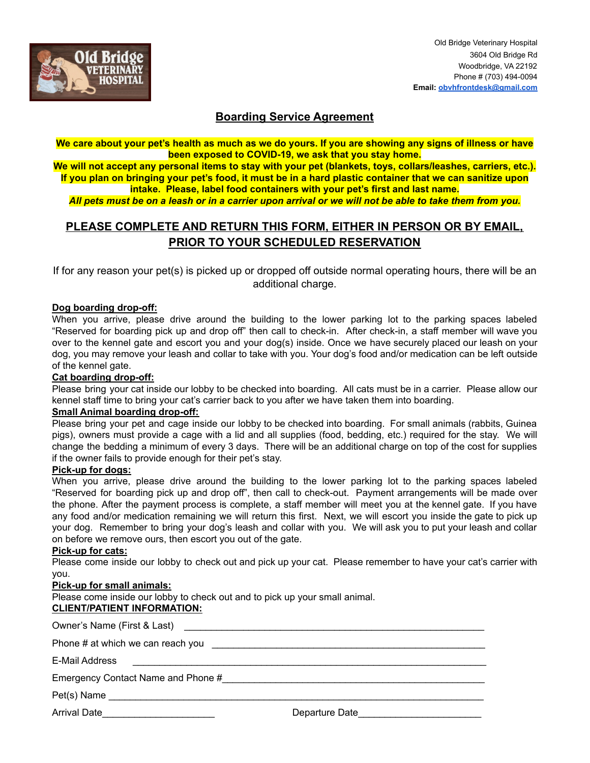Old Bridge Veterinary Hospital
3604 Old Bridge Rd
Woodbridge, VA 22192
Phone # (703) 494-0094
**Email:** obvhfrontdesk@gmail.com

# Boarding Service Agreement

**We care about your pet's health as much as we do yours. If you are showing any signs of illness or have been exposed to COVID-19, we ask that you stay home.**
**We will not accept any personal items to stay with your pet (blankets, toys, collars/leashes, carriers, etc.). If you plan on bringing your pet's food, it must be in a hard plastic container that we can sanitize upon intake. Please, label food containers with your pet's first and last name.**
***All pets must be on a leash or in a carrier upon arrival or we will not be able to take them from you.***

## PLEASE COMPLETE AND RETURN THIS FORM, EITHER IN PERSON OR BY EMAIL, PRIOR TO YOUR SCHEDULED RESERVATION

If for any reason your pet(s) is picked up or dropped off outside normal operating hours, there will be an additional charge.

**Dog boarding drop-off:**
When you arrive, please drive around the building to the lower parking lot to the parking spaces labeled "Reserved for boarding pick up and drop off" then call to check-in. After check-in, a staff member will wave you over to the kennel gate and escort you and your dog(s) inside. Once we have securely placed our leash on your dog, you may remove your leash and collar to take with you. Your dog's food and/or medication can be left outside of the kennel gate.

**Cat boarding drop-off:**
Please bring your cat inside our lobby to be checked into boarding. All cats must be in a carrier. Please allow our kennel staff time to bring your cat's carrier back to you after we have taken them into boarding.

**Small Animal boarding drop-off:**
Please bring your pet and cage inside our lobby to be checked into boarding. For small animals (rabbits, Guinea pigs), owners must provide a cage with a lid and all supplies (food, bedding, etc.) required for the stay. We will change the bedding a minimum of every 3 days. There will be an additional charge on top of the cost for supplies if the owner fails to provide enough for their pet's stay.

**Pick-up for dogs:**
When you arrive, please drive around the building to the lower parking lot to the parking spaces labeled "Reserved for boarding pick up and drop off", then call to check-out. Payment arrangements will be made over the phone. After the payment process is complete, a staff member will meet you at the kennel gate. If you have any food and/or medication remaining we will return this first. Next, we will escort you inside the gate to pick up your dog. Remember to bring your dog's leash and collar with you. We will ask you to put your leash and collar on before we remove ours, then escort you out of the gate.

**Pick-up for cats:**
Please come inside our lobby to check out and pick up your cat. Please remember to have your cat's carrier with you.

**Pick-up for small animals:**
Please come inside our lobby to check out and to pick up your small animal.

**CLIENT/PATIENT INFORMATION:**

Owner's Name (First & Last) ______________________________

Phone # at which we can reach you ______________________________

E-Mail Address ______________________________

Emergency Contact Name and Phone #______________________________

Pet(s) Name ______________________________

Arrival Date______________________ Departure Date______________________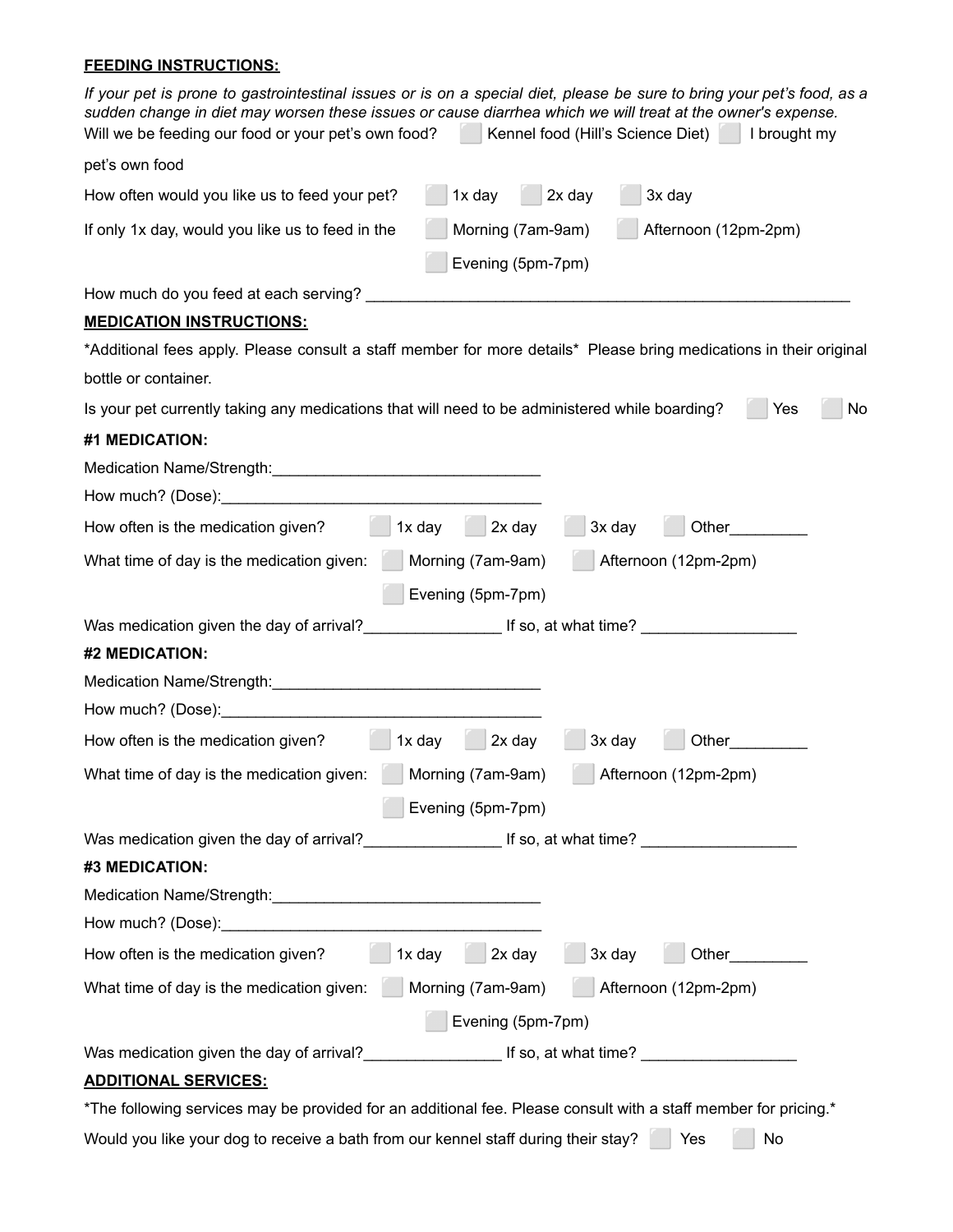**FEEDING INSTRUCTIONS:**

*If your pet is prone to gastrointestinal issues or is on a special diet, please be sure to bring your pet's food, as a sudden change in diet may worsen these issues or cause diarrhea which we will treat at the owner's expense.*

Will we be feeding our food or your pet's own food? ☐ Kennel food (Hill's Science Diet) ☐ I brought my pet's own food

How often would you like us to feed your pet? ☐ 1x day ☐ 2x day ☐ 3x day

If only 1x day, would you like us to feed in the ☐ Morning (7am-9am) ☐ Afternoon (12pm-2pm) ☐ Evening (5pm-7pm)

How much do you feed at each serving? ___________________________________________________________

**MEDICATION INSTRUCTIONS:**

*Additional fees apply. Please consult a staff member for more details* Please bring medications in their original bottle or container.

Is your pet currently taking any medications that will need to be administered while boarding? ☐ Yes ☐ No

**#1 MEDICATION:**

Medication Name/Strength:_______________________________

How much? (Dose):_____________________________________

How often is the medication given? ☐ 1x day ☐ 2x day ☐ 3x day ☐ Other_________

What time of day is the medication given: ☐ Morning (7am-9am) ☐ Afternoon (12pm-2pm) ☐ Evening (5pm-7pm)

Was medication given the day of arrival?________________ If so, at what time? __________________

**#2 MEDICATION:**

Medication Name/Strength:_______________________________

How much? (Dose):_____________________________________

How often is the medication given? ☐ 1x day ☐ 2x day ☐ 3x day ☐ Other_________

What time of day is the medication given: ☐ Morning (7am-9am) ☐ Afternoon (12pm-2pm) ☐ Evening (5pm-7pm)

Was medication given the day of arrival?________________ If so, at what time? __________________

**#3 MEDICATION:**

Medication Name/Strength:_______________________________

How much? (Dose):_____________________________________

How often is the medication given? ☐ 1x day ☐ 2x day ☐ 3x day ☐ Other_________

What time of day is the medication given: ☐ Morning (7am-9am) ☐ Afternoon (12pm-2pm) ☐ Evening (5pm-7pm)

Was medication given the day of arrival?________________ If so, at what time? __________________

**ADDITIONAL SERVICES:**

*The following services may be provided for an additional fee. Please consult with a staff member for pricing.*

Would you like your dog to receive a bath from our kennel staff during their stay? ☐ Yes ☐ No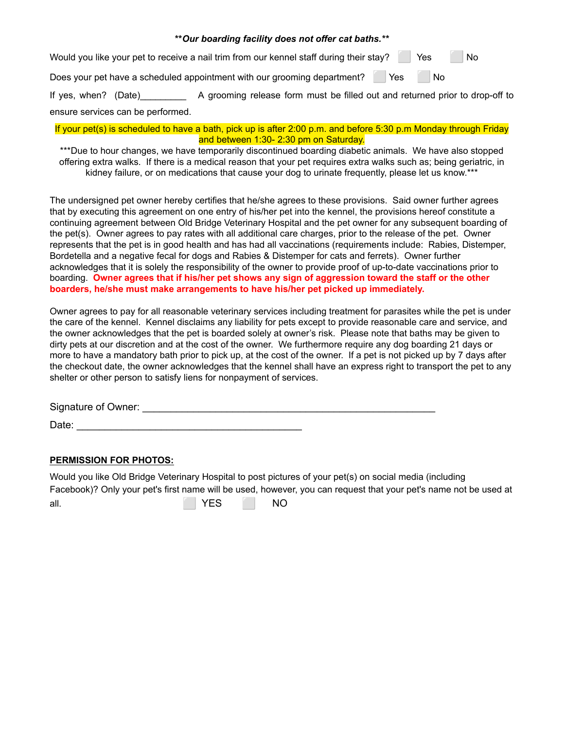***Our boarding facility does not offer cat baths.***

Would you like your pet to receive a nail trim from our kennel staff during their stay? ☐ Yes ☐ No

Does your pet have a scheduled appointment with our grooming department? ☐ Yes ☐ No

If yes, when? (Date)_________ A grooming release form must be filled out and returned prior to drop-off to ensure services can be performed.

If your pet(s) is scheduled to have a bath, pick up is after 2:00 p.m. and before 5:30 p.m Monday through Friday and between 1:30- 2:30 pm on Saturday.

***Due to hour changes, we have temporarily discontinued boarding diabetic animals. We have also stopped offering extra walks. If there is a medical reason that your pet requires extra walks such as; being geriatric, in kidney failure, or on medications that cause your dog to urinate frequently, please let us know.***

The undersigned pet owner hereby certifies that he/she agrees to these provisions. Said owner further agrees that by executing this agreement on one entry of his/her pet into the kennel, the provisions hereof constitute a continuing agreement between Old Bridge Veterinary Hospital and the pet owner for any subsequent boarding of the pet(s). Owner agrees to pay rates with all additional care charges, prior to the release of the pet. Owner represents that the pet is in good health and has had all vaccinations (requirements include: Rabies, Distemper, Bordetella and a negative fecal for dogs and Rabies & Distemper for cats and ferrets). Owner further acknowledges that it is solely the responsibility of the owner to provide proof of up-to-date vaccinations prior to boarding. **Owner agrees that if his/her pet shows any sign of aggression toward the staff or the other boarders, he/she must make arrangements to have his/her pet picked up immediately.**

Owner agrees to pay for all reasonable veterinary services including treatment for parasites while the pet is under the care of the kennel. Kennel disclaims any liability for pets except to provide reasonable care and service, and the owner acknowledges that the pet is boarded solely at owner's risk. Please note that baths may be given to dirty pets at our discretion and at the cost of the owner. We furthermore require any dog boarding 21 days or more to have a mandatory bath prior to pick up, at the cost of the owner. If a pet is not picked up by 7 days after the checkout date, the owner acknowledges that the kennel shall have an express right to transport the pet to any shelter or other person to satisfy liens for nonpayment of services.

Signature of Owner: ______________________________________________________

Date: ______________________________________

**PERMISSION FOR PHOTOS:**

Would you like Old Bridge Veterinary Hospital to post pictures of your pet(s) on social media (including Facebook)? Only your pet's first name will be used, however, you can request that your pet's name not be used at all. ☐ YES ☐ NO